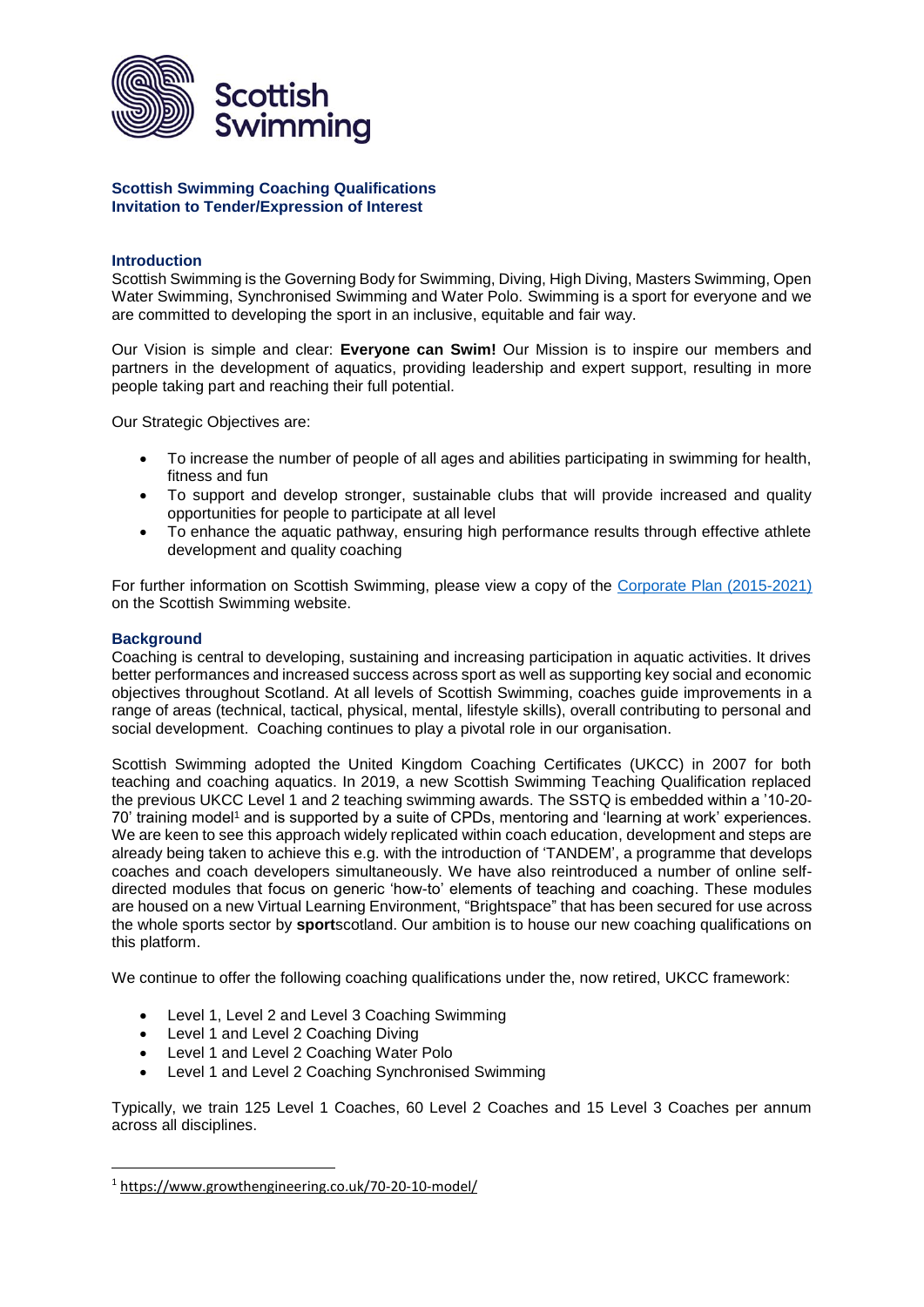**Scottish Swimming Coaching Qualifications**
**Invitation to Tender/Expression of Interest**

## Introduction

Scottish Swimming is the Governing Body for Swimming, Diving, High Diving, Masters Swimming, Open Water Swimming, Synchronised Swimming and Water Polo. Swimming is a sport for everyone and we are committed to developing the sport in an inclusive, equitable and fair way.

Our Vision is simple and clear: **Everyone can Swim!** Our Mission is to inspire our members and partners in the development of aquatics, providing leadership and expert support, resulting in more people taking part and reaching their full potential.

Our Strategic Objectives are:

- To increase the number of people of all ages and abilities participating in swimming for health, fitness and fun
- To support and develop stronger, sustainable clubs that will provide increased and quality opportunities for people to participate at all level
- To enhance the aquatic pathway, ensuring high performance results through effective athlete development and quality coaching

For further information on Scottish Swimming, please view a copy of the Corporate Plan (2015-2021) on the Scottish Swimming website.

## Background

Coaching is central to developing, sustaining and increasing participation in aquatic activities. It drives better performances and increased success across sport as well as supporting key social and economic objectives throughout Scotland. At all levels of Scottish Swimming, coaches guide improvements in a range of areas (technical, tactical, physical, mental, lifestyle skills), overall contributing to personal and social development. Coaching continues to play a pivotal role in our organisation.

Scottish Swimming adopted the United Kingdom Coaching Certificates (UKCC) in 2007 for both teaching and coaching aquatics. In 2019, a new Scottish Swimming Teaching Qualification replaced the previous UKCC Level 1 and 2 teaching swimming awards. The SSTQ is embedded within a '10-20-70' training model[1] and is supported by a suite of CPDs, mentoring and 'learning at work' experiences. We are keen to see this approach widely replicated within coach education, development and steps are already being taken to achieve this e.g. with the introduction of 'TANDEM', a programme that develops coaches and coach developers simultaneously. We have also reintroduced a number of online self-directed modules that focus on generic 'how-to' elements of teaching and coaching. These modules are housed on a new Virtual Learning Environment, "Brightspace" that has been secured for use across the whole sports sector by **sport**scotland. Our ambition is to house our new coaching qualifications on this platform.

We continue to offer the following coaching qualifications under the, now retired, UKCC framework:

- Level 1, Level 2 and Level 3 Coaching Swimming
- Level 1 and Level 2 Coaching Diving
- Level 1 and Level 2 Coaching Water Polo
- Level 1 and Level 2 Coaching Synchronised Swimming

Typically, we train 125 Level 1 Coaches, 60 Level 2 Coaches and 15 Level 3 Coaches per annum across all disciplines.

---

[1] https://www.growthengineering.co.uk/70-20-10-model/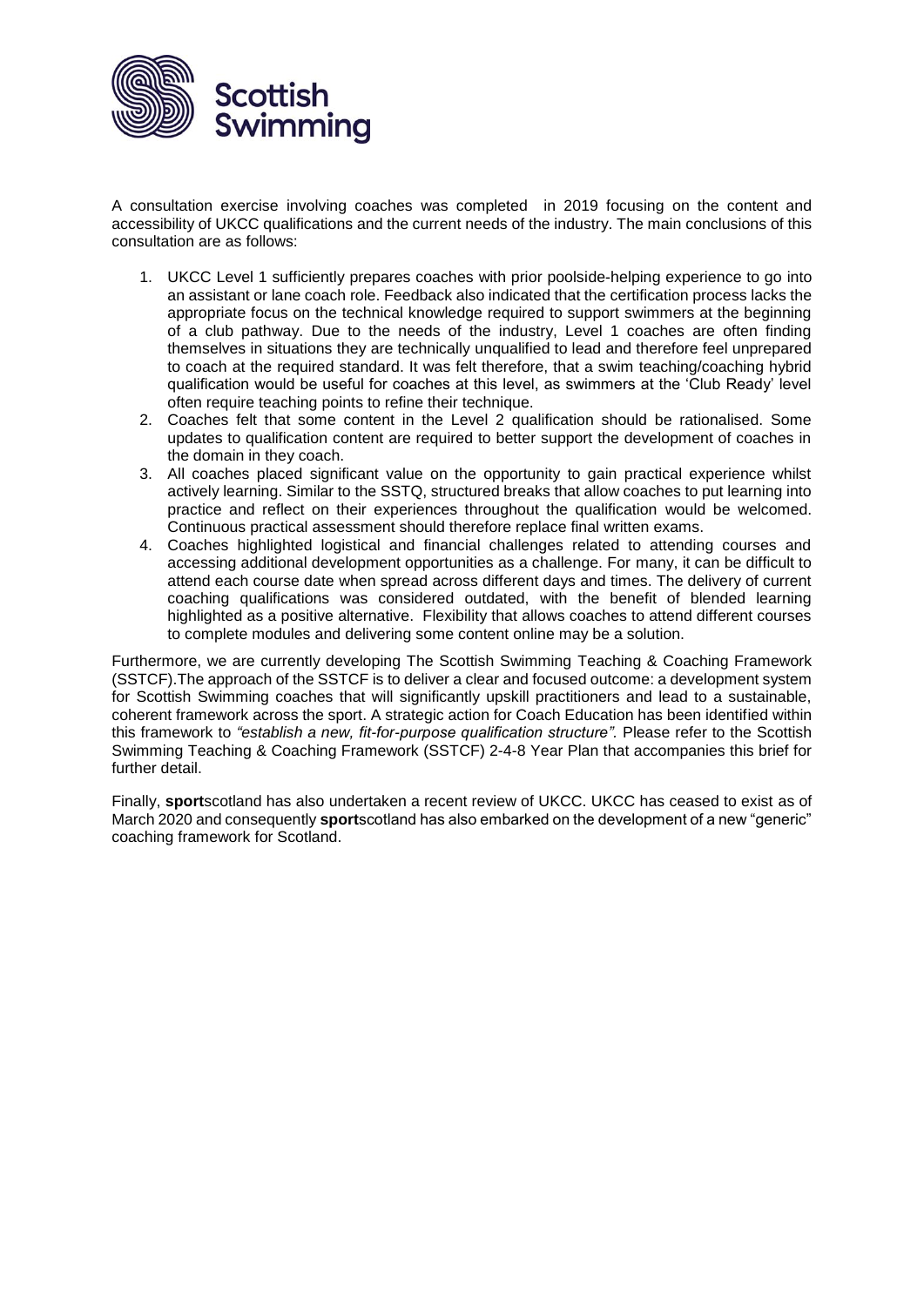A consultation exercise involving coaches was completed in 2019 focusing on the content and accessibility of UKCC qualifications and the current needs of the industry. The main conclusions of this consultation are as follows:

1. UKCC Level 1 sufficiently prepares coaches with prior poolside-helping experience to go into an assistant or lane coach role. Feedback also indicated that the certification process lacks the appropriate focus on the technical knowledge required to support swimmers at the beginning of a club pathway. Due to the needs of the industry, Level 1 coaches are often finding themselves in situations they are technically unqualified to lead and therefore feel unprepared to coach at the required standard. It was felt therefore, that a swim teaching/coaching hybrid qualification would be useful for coaches at this level, as swimmers at the 'Club Ready' level often require teaching points to refine their technique.
2. Coaches felt that some content in the Level 2 qualification should be rationalised. Some updates to qualification content are required to better support the development of coaches in the domain in they coach.
3. All coaches placed significant value on the opportunity to gain practical experience whilst actively learning. Similar to the SSTQ, structured breaks that allow coaches to put learning into practice and reflect on their experiences throughout the qualification would be welcomed. Continuous practical assessment should therefore replace final written exams.
4. Coaches highlighted logistical and financial challenges related to attending courses and accessing additional development opportunities as a challenge. For many, it can be difficult to attend each course date when spread across different days and times. The delivery of current coaching qualifications was considered outdated, with the benefit of blended learning highlighted as a positive alternative. Flexibility that allows coaches to attend different courses to complete modules and delivering some content online may be a solution.

Furthermore, we are currently developing The Scottish Swimming Teaching & Coaching Framework (SSTCF).The approach of the SSTCF is to deliver a clear and focused outcome: a development system for Scottish Swimming coaches that will significantly upskill practitioners and lead to a sustainable, coherent framework across the sport. A strategic action for Coach Education has been identified within this framework to *"establish a new, fit-for-purpose qualification structure".* Please refer to the Scottish Swimming Teaching & Coaching Framework (SSTCF) 2-4-8 Year Plan that accompanies this brief for further detail.

Finally, **sport**scotland has also undertaken a recent review of UKCC. UKCC has ceased to exist as of March 2020 and consequently **sport**scotland has also embarked on the development of a new "generic" coaching framework for Scotland.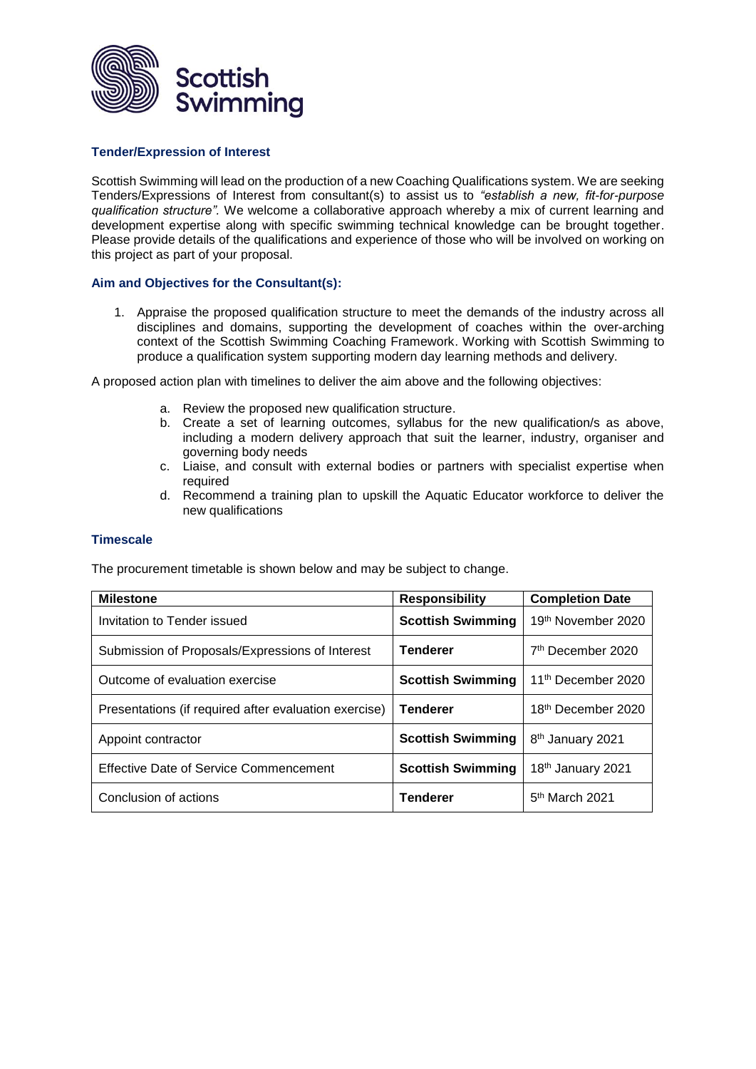Scottish Swimming

### Tender/Expression of Interest

Scottish Swimming will lead on the production of a new Coaching Qualifications system. We are seeking Tenders/Expressions of Interest from consultant(s) to assist us to *"establish a new, fit-for-purpose qualification structure"*. We welcome a collaborative approach whereby a mix of current learning and development expertise along with specific swimming technical knowledge can be brought together. Please provide details of the qualifications and experience of those who will be involved on working on this project as part of your proposal.

### Aim and Objectives for the Consultant(s):

1. Appraise the proposed qualification structure to meet the demands of the industry across all disciplines and domains, supporting the development of coaches within the over-arching context of the Scottish Swimming Coaching Framework. Working with Scottish Swimming to produce a qualification system supporting modern day learning methods and delivery.

A proposed action plan with timelines to deliver the aim above and the following objectives:

a. Review the proposed new qualification structure.
b. Create a set of learning outcomes, syllabus for the new qualification/s as above, including a modern delivery approach that suit the learner, industry, organiser and governing body needs
c. Liaise, and consult with external bodies or partners with specialist expertise when required
d. Recommend a training plan to upskill the Aquatic Educator workforce to deliver the new qualifications

### Timescale

The procurement timetable is shown below and may be subject to change.

| Milestone | Responsibility | Completion Date |
|---|---|---|
| Invitation to Tender issued | **Scottish Swimming** | 19th November 2020 |
| Submission of Proposals/Expressions of Interest | **Tenderer** | 7th December 2020 |
| Outcome of evaluation exercise | **Scottish Swimming** | 11th December 2020 |
| Presentations (if required after evaluation exercise) | **Tenderer** | 18th December 2020 |
| Appoint contractor | **Scottish Swimming** | 8th January 2021 |
| Effective Date of Service Commencement | **Scottish Swimming** | 18th January 2021 |
| Conclusion of actions | **Tenderer** | 5th March 2021 |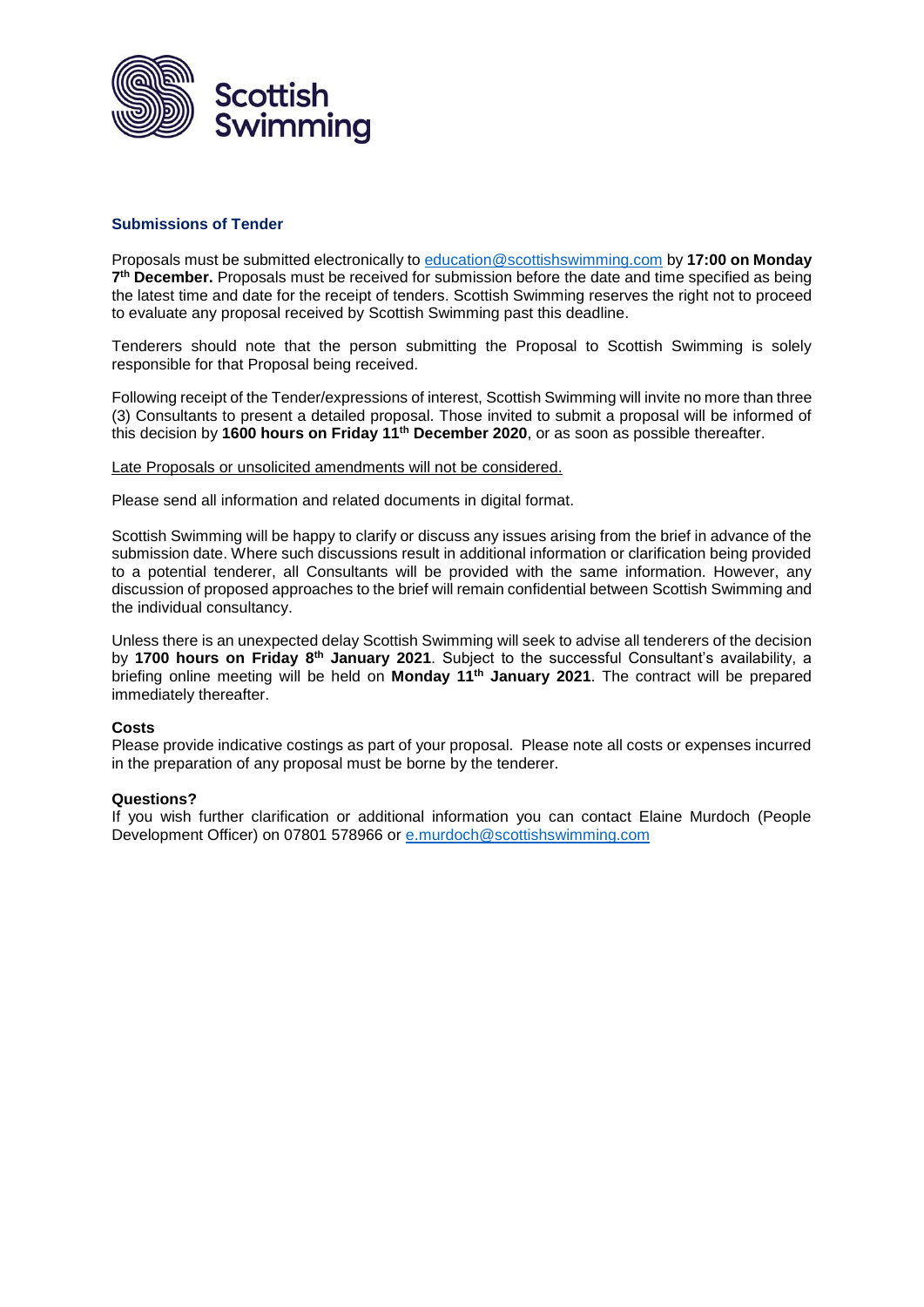## Submissions of Tender

Proposals must be submitted electronically to education@scottishswimming.com by **17:00 on Monday 7th December.** Proposals must be received for submission before the date and time specified as being the latest time and date for the receipt of tenders. Scottish Swimming reserves the right not to proceed to evaluate any proposal received by Scottish Swimming past this deadline.

Tenderers should note that the person submitting the Proposal to Scottish Swimming is solely responsible for that Proposal being received.

Following receipt of the Tender/expressions of interest, Scottish Swimming will invite no more than three (3) Consultants to present a detailed proposal. Those invited to submit a proposal will be informed of this decision by **1600 hours on Friday 11th December 2020**, or as soon as possible thereafter.

Late Proposals or unsolicited amendments will not be considered.

Please send all information and related documents in digital format.

Scottish Swimming will be happy to clarify or discuss any issues arising from the brief in advance of the submission date. Where such discussions result in additional information or clarification being provided to a potential tenderer, all Consultants will be provided with the same information. However, any discussion of proposed approaches to the brief will remain confidential between Scottish Swimming and the individual consultancy.

Unless there is an unexpected delay Scottish Swimming will seek to advise all tenderers of the decision by **1700 hours on Friday 8th January 2021**. Subject to the successful Consultant's availability, a briefing online meeting will be held on **Monday 11th January 2021**. The contract will be prepared immediately thereafter.

**Costs**

Please provide indicative costings as part of your proposal. Please note all costs or expenses incurred in the preparation of any proposal must be borne by the tenderer.

**Questions?**

If you wish further clarification or additional information you can contact Elaine Murdoch (People Development Officer) on 07801 578966 or e.murdoch@scottishswimming.com